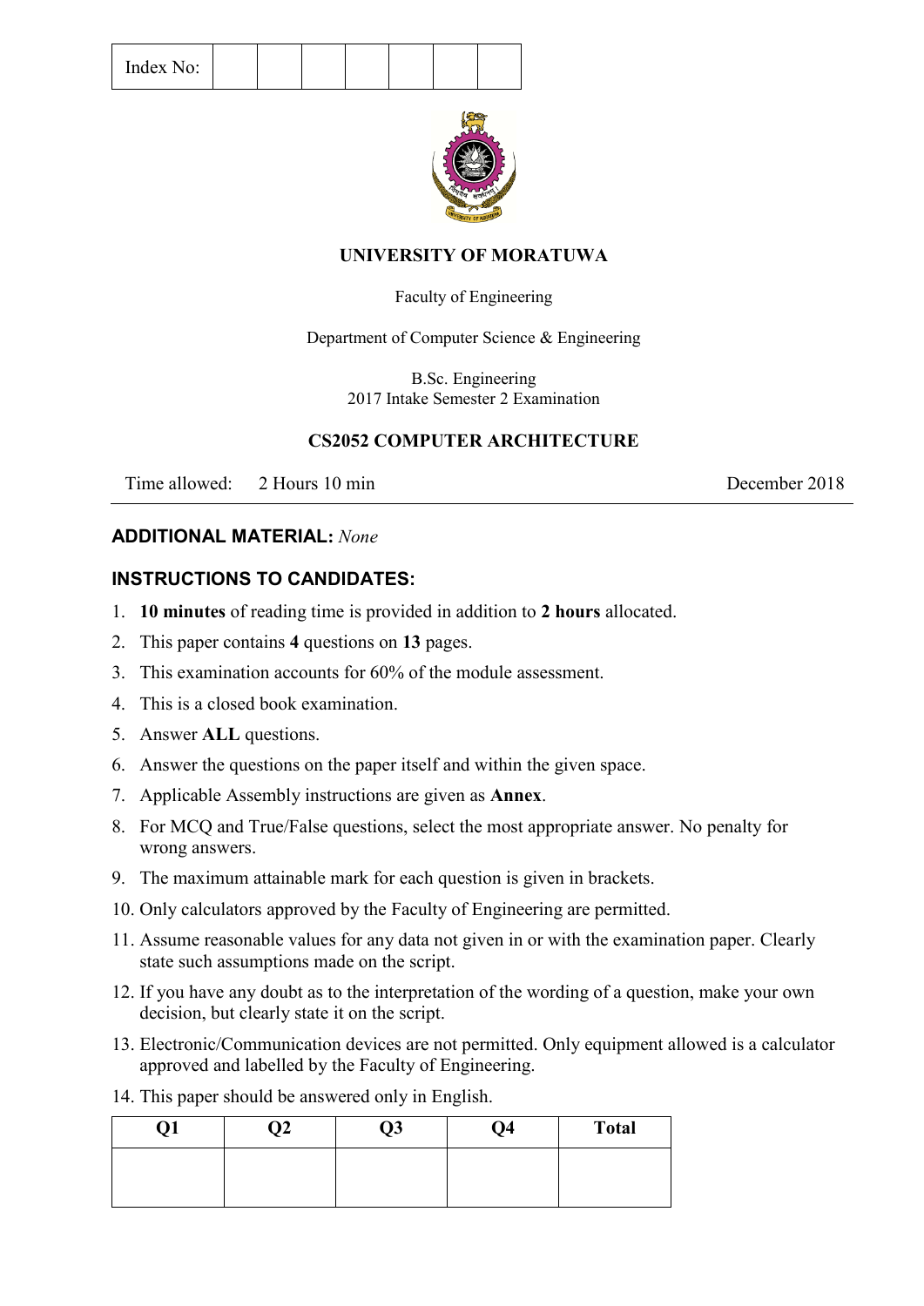| Index No: | | | | | | | |
|---|---|---|---|---|---|---|---|

**UNIVERSITY OF MORATUWA**

Faculty of Engineering

Department of Computer Science & Engineering

B.Sc. Engineering
2017 Intake Semester 2 Examination

**CS2052 COMPUTER ARCHITECTURE**

Time allowed: 2 Hours 10 min — December 2018

---

### ADDITIONAL MATERIAL: *None*

### INSTRUCTIONS TO CANDIDATES:

1. **10 minutes** of reading time is provided in addition to **2 hours** allocated.
2. This paper contains **4** questions on **13** pages.
3. This examination accounts for 60% of the module assessment.
4. This is a closed book examination.
5. Answer **ALL** questions.
6. Answer the questions on the paper itself and within the given space.
7. Applicable Assembly instructions are given as **Annex**.
8. For MCQ and True/False questions, select the most appropriate answer. No penalty for wrong answers.
9. The maximum attainable mark for each question is given in brackets.
10. Only calculators approved by the Faculty of Engineering are permitted.
11. Assume reasonable values for any data not given in or with the examination paper. Clearly state such assumptions made on the script.
12. If you have any doubt as to the interpretation of the wording of a question, make your own decision, but clearly state it on the script.
13. Electronic/Communication devices are not permitted. Only equipment allowed is a calculator approved and labelled by the Faculty of Engineering.
14. This paper should be answered only in English.

| Q1 | Q2 | Q3 | Q4 | Total |
|---|---|---|---|---|
| | | | | |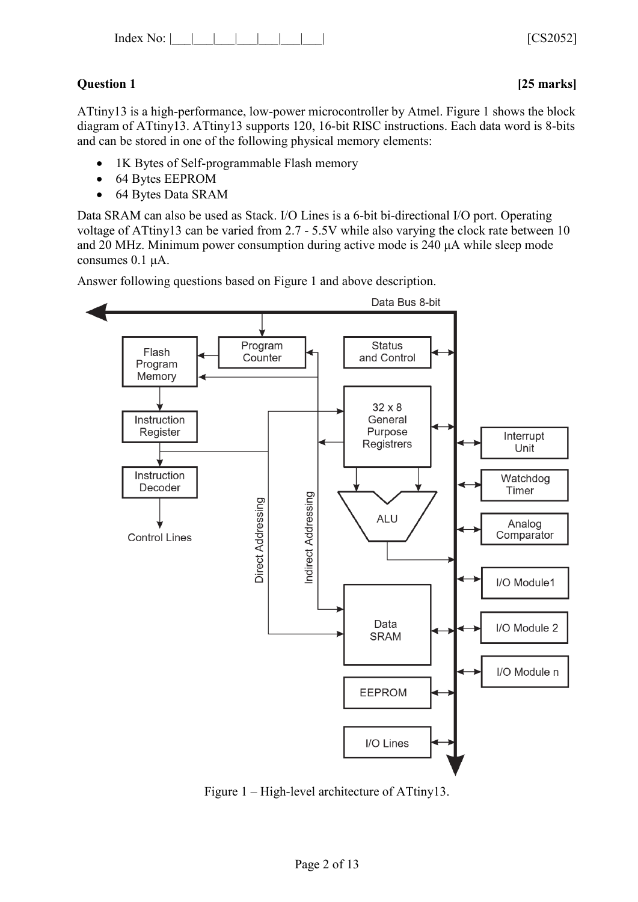## Question 1 **[25 marks]**

ATtiny13 is a high-performance, low-power microcontroller by Atmel. Figure 1 shows the block diagram of ATtiny13. ATtiny13 supports 120, 16-bit RISC instructions. Each data word is 8-bits and can be stored in one of the following physical memory elements:

- 1K Bytes of Self-programmable Flash memory
- 64 Bytes EEPROM
- 64 Bytes Data SRAM

Data SRAM can also be used as Stack. I/O Lines is a 6-bit bi-directional I/O port. Operating voltage of ATtiny13 can be varied from 2.7 - 5.5V while also varying the clock rate between 10 and 20 MHz. Minimum power consumption during active mode is 240 μA while sleep mode consumes 0.1 μA.

Answer following questions based on Figure 1 and above description.

Figure 1 – High-level architecture of ATtiny13.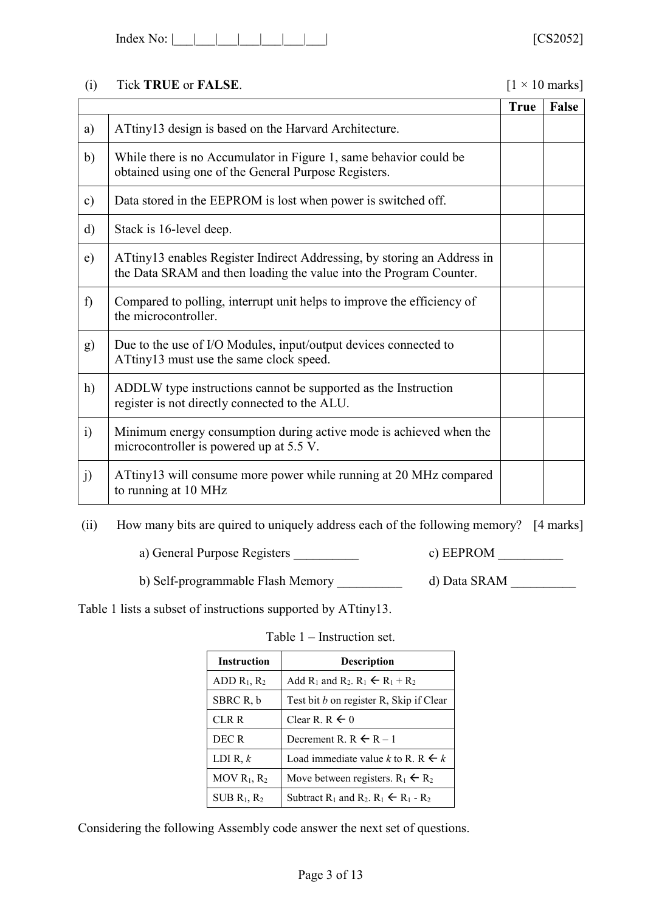(i) Tick **TRUE** or **FALSE**. [1 × 10 marks]

| | | True | False |
|---|---|---|---|
| a) | ATtiny13 design is based on the Harvard Architecture. | | |
| b) | While there is no Accumulator in Figure 1, same behavior could be obtained using one of the General Purpose Registers. | | |
| c) | Data stored in the EEPROM is lost when power is switched off. | | |
| d) | Stack is 16-level deep. | | |
| e) | ATtiny13 enables Register Indirect Addressing, by storing an Address in the Data SRAM and then loading the value into the Program Counter. | | |
| f) | Compared to polling, interrupt unit helps to improve the efficiency of the microcontroller. | | |
| g) | Due to the use of I/O Modules, input/output devices connected to ATtiny13 must use the same clock speed. | | |
| h) | ADDLW type instructions cannot be supported as the Instruction register is not directly connected to the ALU. | | |
| i) | Minimum energy consumption during active mode is achieved when the microcontroller is powered up at 5.5 V. | | |
| j) | ATtiny13 will consume more power while running at 20 MHz compared to running at 10 MHz | | |

(ii) How many bits are quired to uniquely address each of the following memory? [4 marks]

a) General Purpose Registers __________

b) Self-programmable Flash Memory __________

c) EEPROM __________

d) Data SRAM __________

Table 1 lists a subset of instructions supported by ATtiny13.

Table 1 – Instruction set.

| Instruction | Description |
|---|---|
| ADD $R_1$, $R_2$ | Add $R_1$ and $R_2$. $R_1 \leftarrow R_1 + R_2$ |
| SBRC R, b | Test bit *b* on register R, Skip if Clear |
| CLR R | Clear R. $R \leftarrow 0$ |
| DEC R | Decrement R. $R \leftarrow R - 1$ |
| LDI R, *k* | Load immediate value *k* to R. $R \leftarrow k$ |
| MOV $R_1$, $R_2$ | Move between registers. $R_1 \leftarrow R_2$ |
| SUB $R_1$, $R_2$ | Subtract $R_1$ and $R_2$. $R_1 \leftarrow R_1 - R_2$ |

Considering the following Assembly code answer the next set of questions.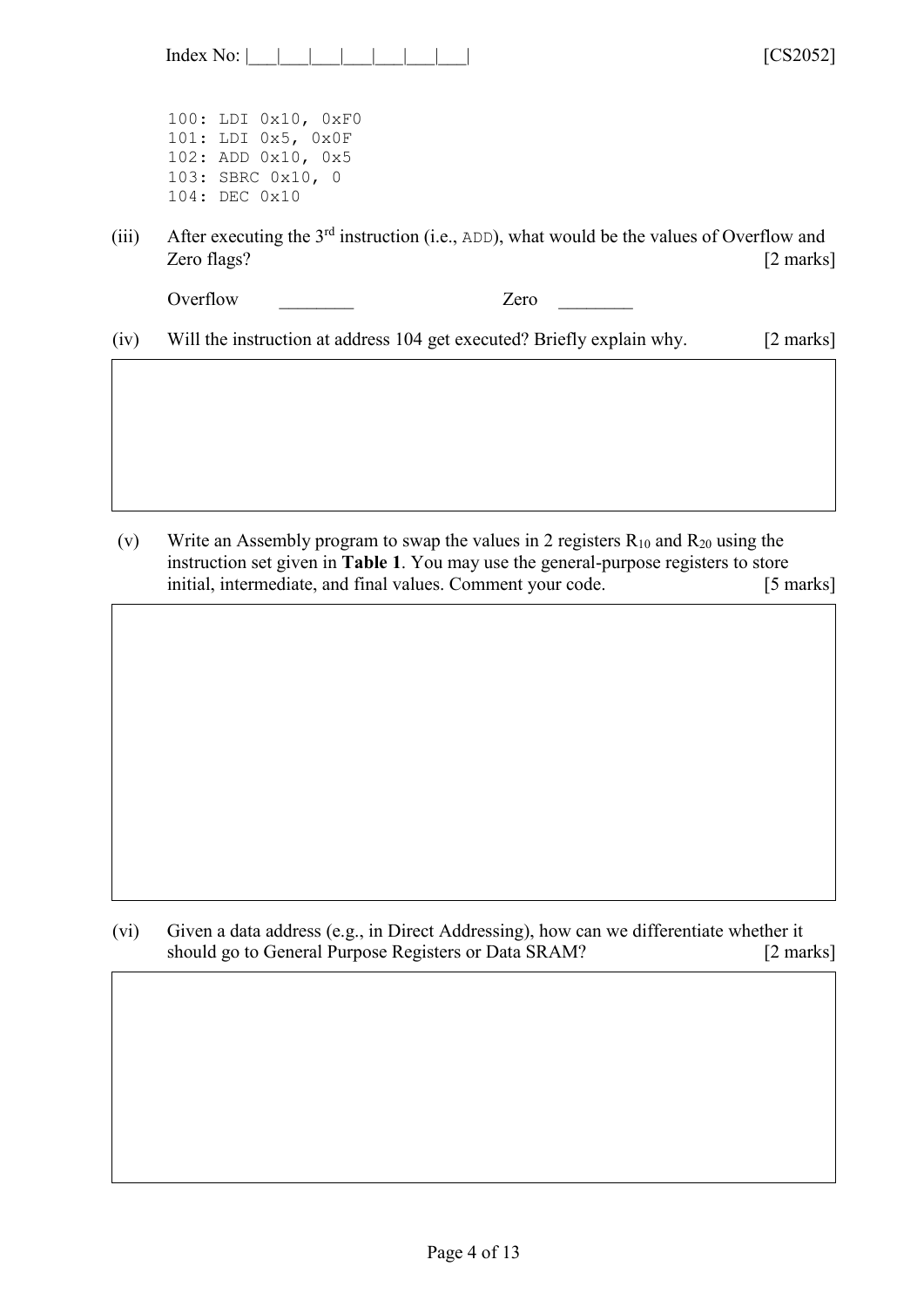Index No: |___|___|___|___|___|___|___|___|

```
100: LDI 0x10, 0xF0
101: LDI 0x5, 0x0F
102: ADD 0x10, 0x5
103: SBRC 0x10, 0
104: DEC 0x10
```

(iii) After executing the 3[rd] instruction (i.e., `ADD`), what would be the values of Overflow and Zero flags? [2 marks]

Overflow ________ Zero ________

(iv) Will the instruction at address 104 get executed? Briefly explain why. [2 marks]

(v) Write an Assembly program to swap the values in 2 registers $R_{10}$ and $R_{20}$ using the instruction set given in **Table 1**. You may use the general-purpose registers to store initial, intermediate, and final values. Comment your code. [5 marks]

(vi) Given a data address (e.g., in Direct Addressing), how can we differentiate whether it should go to General Purpose Registers or Data SRAM? [2 marks]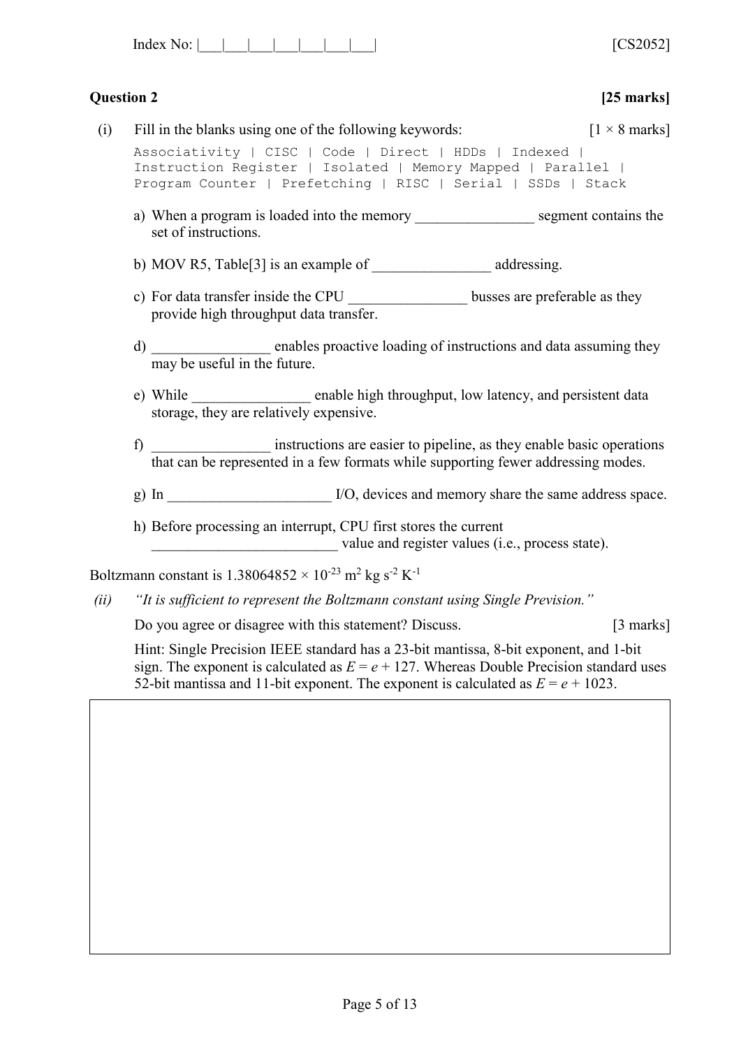Index No: |___|___|___|___|___|___|___|___|

## Question 2

**[25 marks]**

(i) Fill in the blanks using one of the following keywords: [1 × 8 marks]

```
Associativity | CISC | Code | Direct | HDDs | Indexed |
Instruction Register | Isolated | Memory Mapped | Parallel |
Program Counter | Prefetching | RISC | Serial | SSDs | Stack
```

a) When a program is loaded into the memory ________________ segment contains the set of instructions.

b) MOV R5, Table[3] is an example of ________________ addressing.

c) For data transfer inside the CPU ________________ busses are preferable as they provide high throughput data transfer.

d) ________________ enables proactive loading of instructions and data assuming they may be useful in the future.

e) While ________________ enable high throughput, low latency, and persistent data storage, they are relatively expensive.

f) ________________ instructions are easier to pipeline, as they enable basic operations that can be represented in a few formats while supporting fewer addressing modes.

g) In ______________________ I/O, devices and memory share the same address space.

h) Before processing an interrupt, CPU first stores the current _________________________ value and register values (i.e., process state).

Boltzmann constant is $1.38064852 \times 10^{-23}$ $m^2$ kg $s^{-2}$ $K^{-1}$

*(ii)* *"It is sufficient to represent the Boltzmann constant using Single Prevision."*

Do you agree or disagree with this statement? Discuss. [3 marks]

Hint: Single Precision IEEE standard has a 23-bit mantissa, 8-bit exponent, and 1-bit sign. The exponent is calculated as $E = e + 127$. Whereas Double Precision standard uses 52-bit mantissa and 11-bit exponent. The exponent is calculated as $E = e + 1023$.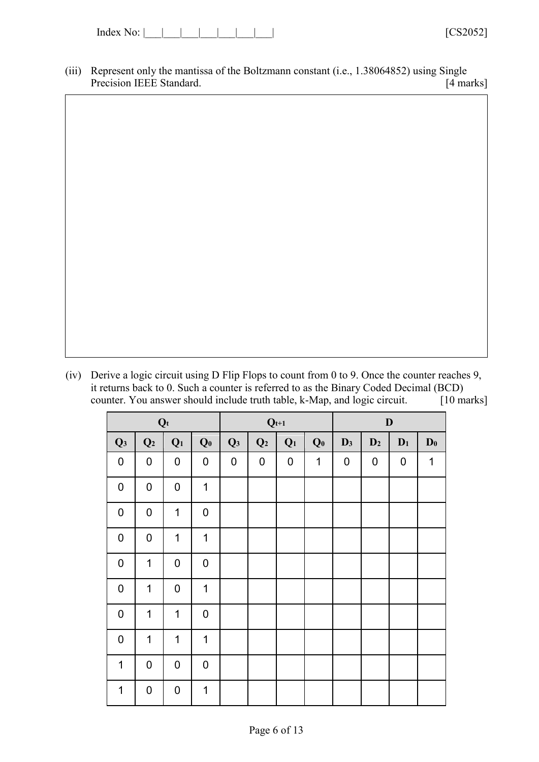Index No: |\_\_\_|\_\_\_|\_\_\_|\_\_\_|\_\_\_|\_\_\_|\_\_\_|\_\_\_|

(iii) Represent only the mantissa of the Boltzmann constant (i.e., 1.38064852) using Single Precision IEEE Standard. [4 marks]

(iv) Derive a logic circuit using D Flip Flops to count from 0 to 9. Once the counter reaches 9, it returns back to 0. Such a counter is referred to as the Binary Coded Decimal (BCD) counter. You answer should include truth table, k-Map, and logic circuit. [10 marks]

| $Q_t$ | | | | $Q_{t+1}$ | | | | D | | | |
|---|---|---|---|---|---|---|---|---|---|---|---|
| $Q_3$ | $Q_2$ | $Q_1$ | $Q_0$ | $Q_3$ | $Q_2$ | $Q_1$ | $Q_0$ | $D_3$ | $D_2$ | $D_1$ | $D_0$ |
| 0 | 0 | 0 | 0 | 0 | 0 | 0 | 1 | 0 | 0 | 0 | 1 |
| 0 | 0 | 0 | 1 | | | | | | | | |
| 0 | 0 | 1 | 0 | | | | | | | | |
| 0 | 0 | 1 | 1 | | | | | | | | |
| 0 | 1 | 0 | 0 | | | | | | | | |
| 0 | 1 | 0 | 1 | | | | | | | | |
| 0 | 1 | 1 | 0 | | | | | | | | |
| 0 | 1 | 1 | 1 | | | | | | | | |
| 1 | 0 | 0 | 0 | | | | | | | | |
| 1 | 0 | 0 | 1 | | | | | | | | |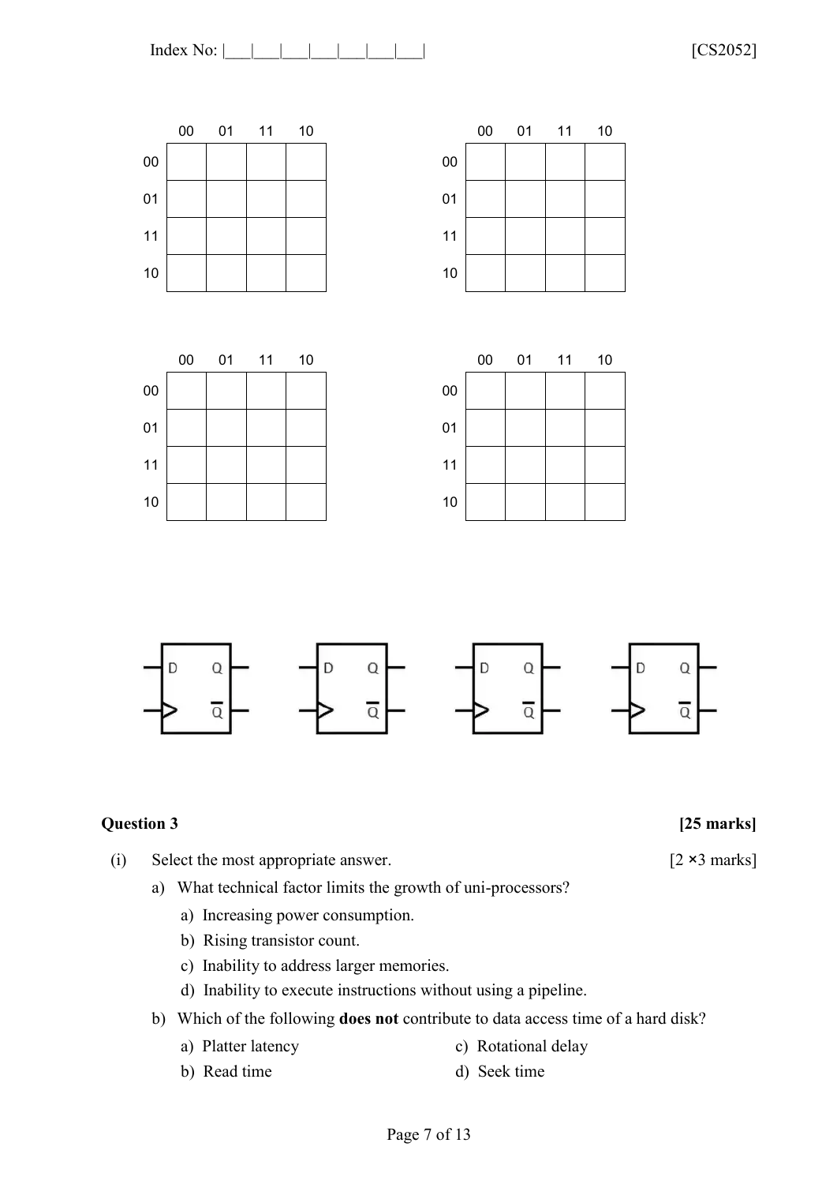| | 00 | 01 | 11 | 10 |
|---|---|---|---|---|
| 00 | | | | |
| 01 | | | | |
| 11 | | | | |
| 10 | | | | |

| | 00 | 01 | 11 | 10 |
|---|---|---|---|---|
| 00 | | | | |
| 01 | | | | |
| 11 | | | | |
| 10 | | | | |

| | 00 | 01 | 11 | 10 |
|---|---|---|---|---|
| 00 | | | | |
| 01 | | | | |
| 11 | | | | |
| 10 | | | | |

| | 00 | 01 | 11 | 10 |
|---|---|---|---|---|
| 00 | | | | |
| 01 | | | | |
| 11 | | | | |
| 10 | | | | |

## Question 3 **[25 marks]**

(i) Select the most appropriate answer. [2 × 3 marks]

a) What technical factor limits the growth of uni-processors?

   a) Increasing power consumption.
   b) Rising transistor count.
   c) Inability to address larger memories.
   d) Inability to execute instructions without using a pipeline.

b) Which of the following **does not** contribute to data access time of a hard disk?

   a) Platter latency
   b) Read time
   c) Rotational delay
   d) Seek time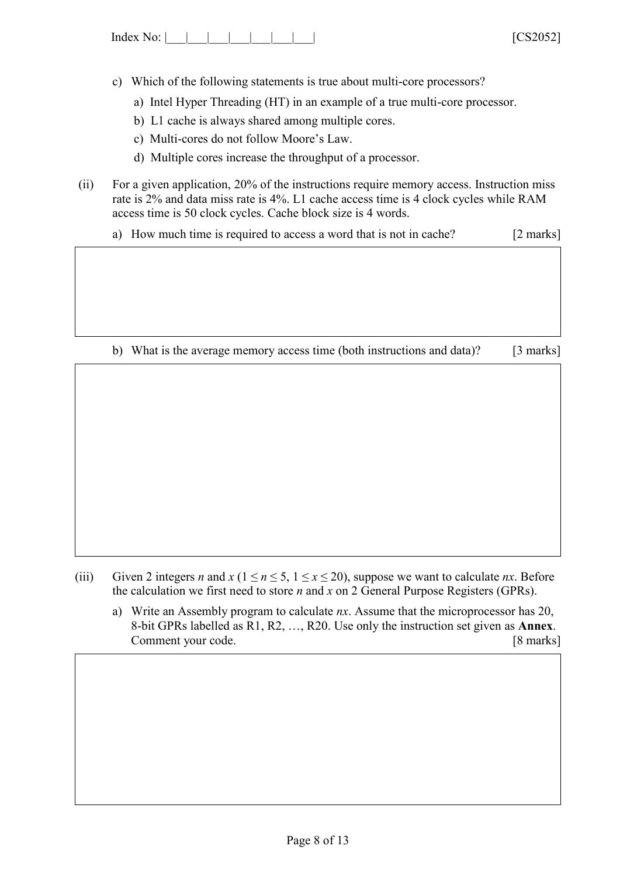c) Which of the following statements is true about multi-core processors?

a) Intel Hyper Threading (HT) in an example of a true multi-core processor.

b) L1 cache is always shared among multiple cores.

c) Multi-cores do not follow Moore's Law.

d) Multiple cores increase the throughput of a processor.

(ii) For a given application, 20% of the instructions require memory access. Instruction miss rate is 2% and data miss rate is 4%. L1 cache access time is 4 clock cycles while RAM access time is 50 clock cycles. Cache block size is 4 words.

a) How much time is required to access a word that is not in cache? [2 marks]

b) What is the average memory access time (both instructions and data)? [3 marks]

(iii) Given 2 integers *n* and *x* ($1 \leq n \leq 5$, $1 \leq x \leq 20$), suppose we want to calculate *nx*. Before the calculation we first need to store *n* and *x* on 2 General Purpose Registers (GPRs).

a) Write an Assembly program to calculate *nx*. Assume that the microprocessor has 20, 8-bit GPRs labelled as R1, R2, …, R20. Use only the instruction set given as **Annex**. Comment your code. [8 marks]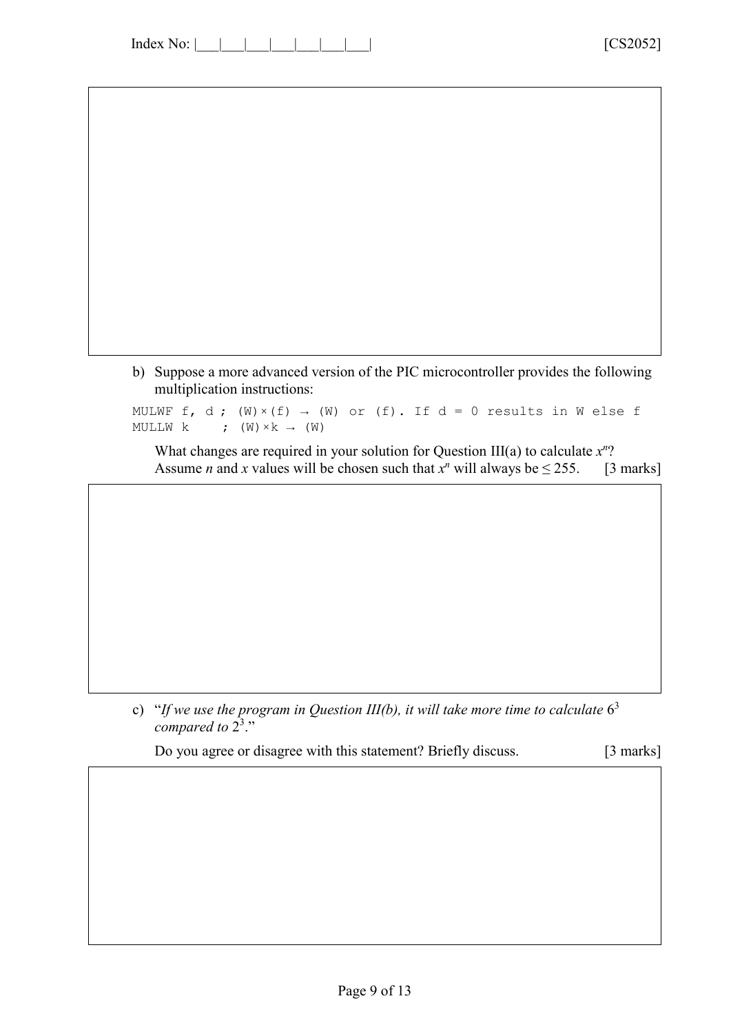b) Suppose a more advanced version of the PIC microcontroller provides the following multiplication instructions:

```
MULWF f, d ; (W)×(f) → (W) or (f). If d = 0 results in W else f
MULLW k    ; (W)×k → (W)
```

What changes are required in your solution for Question III(a) to calculate $x^n$? Assume $n$ and $x$ values will be chosen such that $x^n$ will always be $\leq 255$. [3 marks]

c) "*If we use the program in Question III(b), it will take more time to calculate* $6^3$ *compared to* $2^3$."

Do you agree or disagree with this statement? Briefly discuss. [3 marks]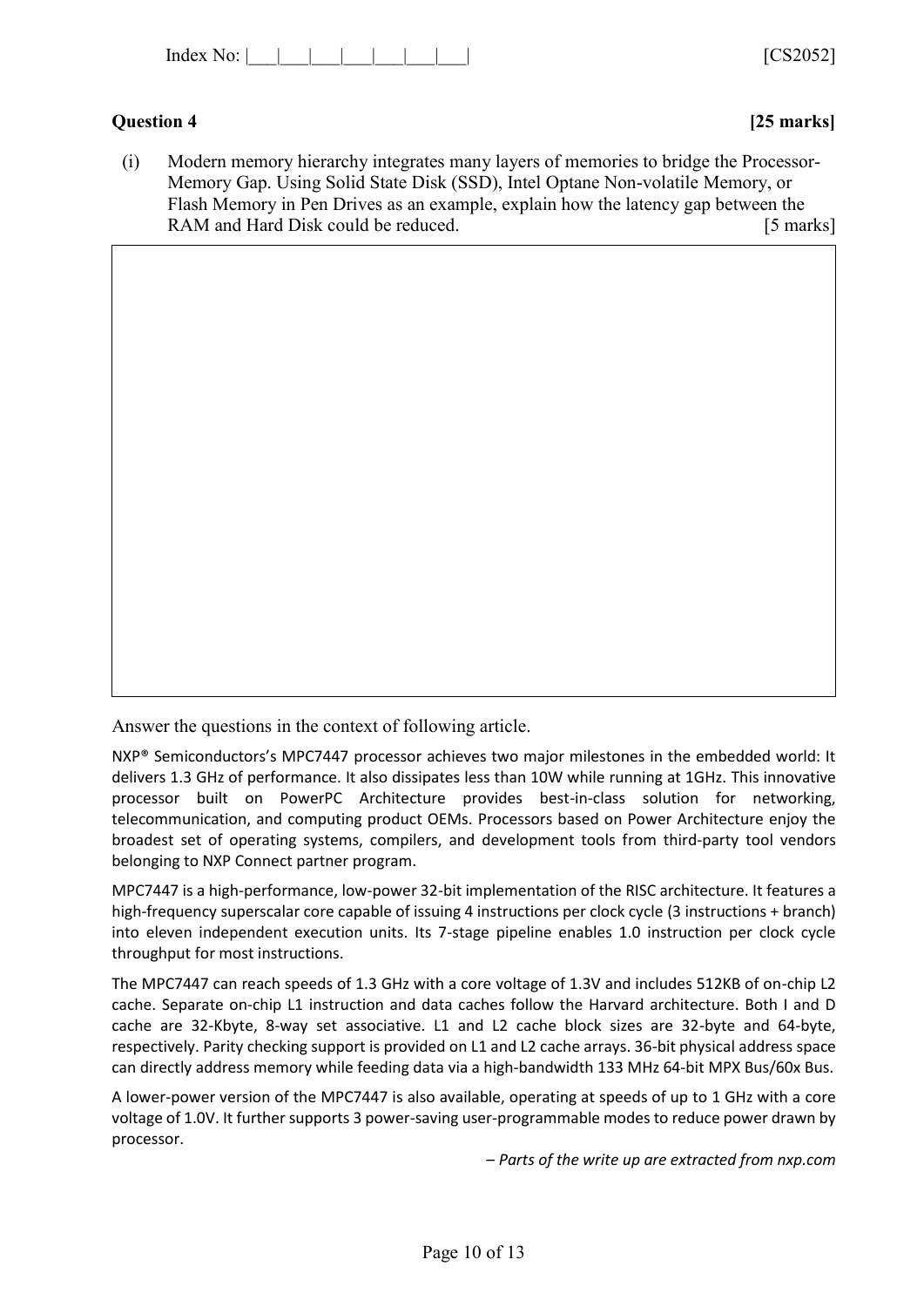**Question 4** **[25 marks]**

(i) Modern memory hierarchy integrates many layers of memories to bridge the Processor-Memory Gap. Using Solid State Disk (SSD), Intel Optane Non-volatile Memory, or Flash Memory in Pen Drives as an example, explain how the latency gap between the RAM and Hard Disk could be reduced. [5 marks]

Answer the questions in the context of following article.

NXP® Semiconductors's MPC7447 processor achieves two major milestones in the embedded world: It delivers 1.3 GHz of performance. It also dissipates less than 10W while running at 1GHz. This innovative processor built on PowerPC Architecture provides best-in-class solution for networking, telecommunication, and computing product OEMs. Processors based on Power Architecture enjoy the broadest set of operating systems, compilers, and development tools from third-party tool vendors belonging to NXP Connect partner program.

MPC7447 is a high-performance, low-power 32-bit implementation of the RISC architecture. It features a high-frequency superscalar core capable of issuing 4 instructions per clock cycle (3 instructions + branch) into eleven independent execution units. Its 7-stage pipeline enables 1.0 instruction per clock cycle throughput for most instructions.

The MPC7447 can reach speeds of 1.3 GHz with a core voltage of 1.3V and includes 512KB of on-chip L2 cache. Separate on-chip L1 instruction and data caches follow the Harvard architecture. Both I and D cache are 32-Kbyte, 8-way set associative. L1 and L2 cache block sizes are 32-byte and 64-byte, respectively. Parity checking support is provided on L1 and L2 cache arrays. 36-bit physical address space can directly address memory while feeding data via a high-bandwidth 133 MHz 64-bit MPX Bus/60x Bus.

A lower-power version of the MPC7447 is also available, operating at speeds of up to 1 GHz with a core voltage of 1.0V. It further supports 3 power-saving user-programmable modes to reduce power drawn by processor.

*– Parts of the write up are extracted from nxp.com*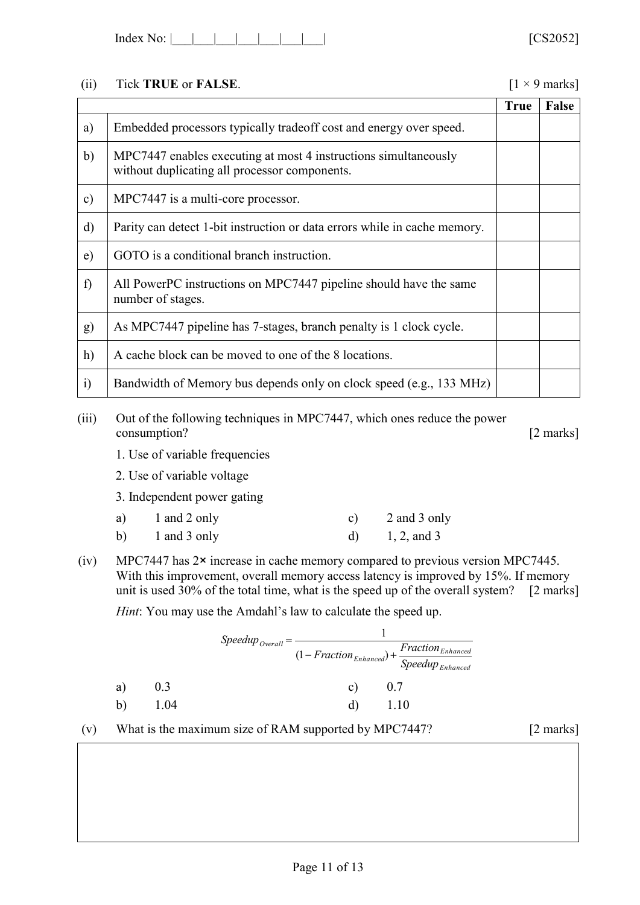(ii) Tick **TRUE** or **FALSE**. [1 × 9 marks]

| | | True | False |
|---|---|---|---|
| a) | Embedded processors typically tradeoff cost and energy over speed. | | |
| b) | MPC7447 enables executing at most 4 instructions simultaneously without duplicating all processor components. | | |
| c) | MPC7447 is a multi-core processor. | | |
| d) | Parity can detect 1-bit instruction or data errors while in cache memory. | | |
| e) | GOTO is a conditional branch instruction. | | |
| f) | All PowerPC instructions on MPC7447 pipeline should have the same number of stages. | | |
| g) | As MPC7447 pipeline has 7-stages, branch penalty is 1 clock cycle. | | |
| h) | A cache block can be moved to one of the 8 locations. | | |
| i) | Bandwidth of Memory bus depends only on clock speed (e.g., 133 MHz) | | |

(iii) Out of the following techniques in MPC7447, which ones reduce the power consumption? [2 marks]

1. Use of variable frequencies
2. Use of variable voltage
3. Independent power gating

a) 1 and 2 only
b) 1 and 3 only
c) 2 and 3 only
d) 1, 2, and 3

(iv) MPC7447 has 2× increase in cache memory compared to previous version MPC7445. With this improvement, overall memory access latency is improved by 15%. If memory unit is used 30% of the total time, what is the speed up of the overall system? [2 marks]

*Hint*: You may use the Amdahl's law to calculate the speed up.

$$Speedup_{Overall} = \frac{1}{(1 - Fraction_{Enhanced}) + \frac{Fraction_{Enhanced}}{Speedup_{Enhanced}}}$$

a) 0.3
b) 1.04
c) 0.7
d) 1.10

(v) What is the maximum size of RAM supported by MPC7447? [2 marks]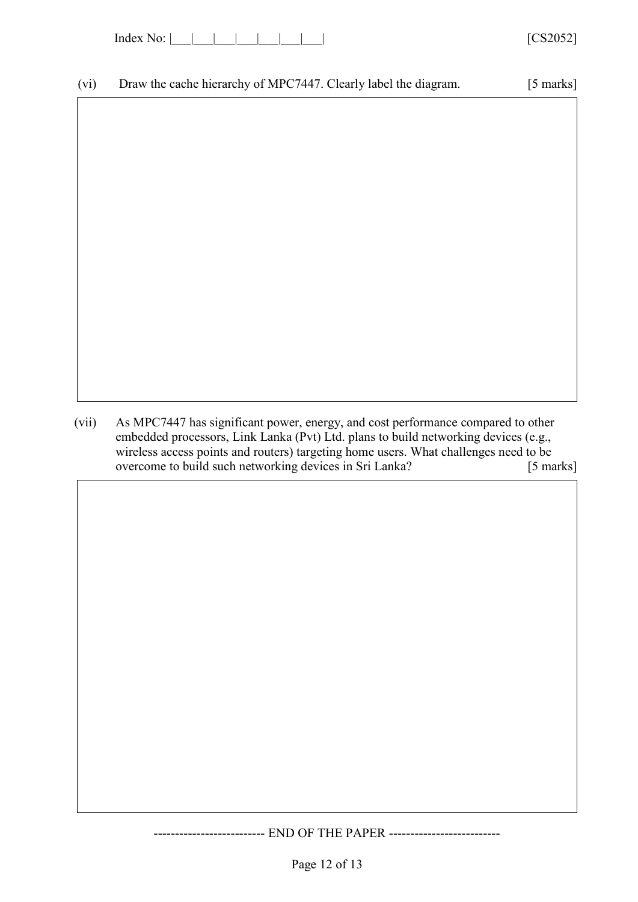(vi) Draw the cache hierarchy of MPC7447. Clearly label the diagram. [5 marks]

(vii) As MPC7447 has significant power, energy, and cost performance compared to other embedded processors, Link Lanka (Pvt) Ltd. plans to build networking devices (e.g., wireless access points and routers) targeting home users. What challenges need to be overcome to build such networking devices in Sri Lanka? [5 marks]

------------------------- END OF THE PAPER -------------------------